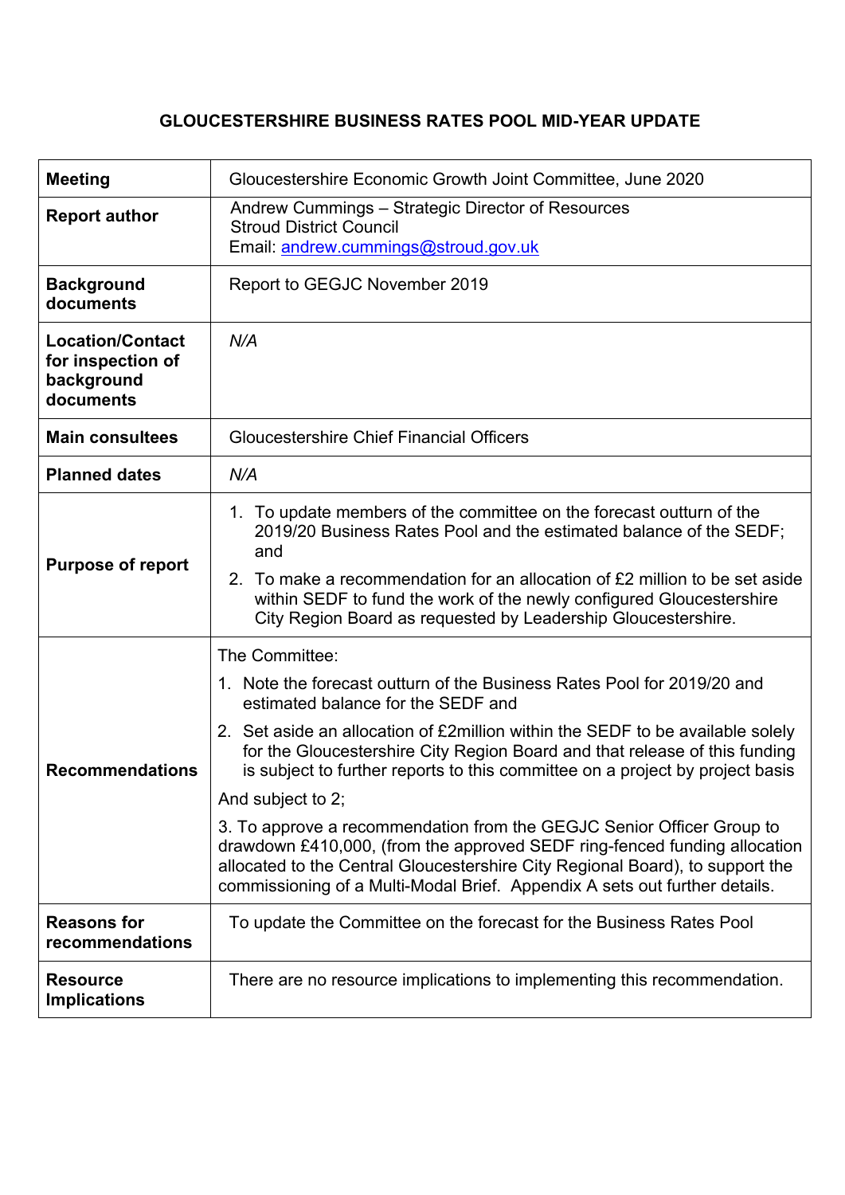# GLOUCESTERSHIRE BUSINESS RATES POOL MID-YEAR UPDATE

| | |
|---|---|
| **Meeting** | Gloucestershire Economic Growth Joint Committee, June 2020 |
| **Report author** | Andrew Cummings – Strategic Director of Resources<br>Stroud District Council<br>Email: andrew.cummings@stroud.gov.uk |
| **Background documents** | Report to GEGJC November 2019 |
| **Location/Contact for inspection of background documents** | *N/A* |
| **Main consultees** | Gloucestershire Chief Financial Officers |
| **Planned dates** | *N/A* |
| **Purpose of report** | 1. To update members of the committee on the forecast outturn of the 2019/20 Business Rates Pool and the estimated balance of the SEDF; and<br>2. To make a recommendation for an allocation of £2 million to be set aside within SEDF to fund the work of the newly configured Gloucestershire City Region Board as requested by Leadership Gloucestershire. |
| **Recommendations** | The Committee:<br>1. Note the forecast outturn of the Business Rates Pool for 2019/20 and estimated balance for the SEDF and<br>2. Set aside an allocation of £2million within the SEDF to be available solely for the Gloucestershire City Region Board and that release of this funding is subject to further reports to this committee on a project by project basis<br>And subject to 2;<br>3. To approve a recommendation from the GEGJC Senior Officer Group to drawdown £410,000, (from the approved SEDF ring-fenced funding allocation allocated to the Central Gloucestershire City Regional Board), to support the commissioning of a Multi-Modal Brief. Appendix A sets out further details. |
| **Reasons for recommendations** | To update the Committee on the forecast for the Business Rates Pool |
| **Resource Implications** | There are no resource implications to implementing this recommendation. |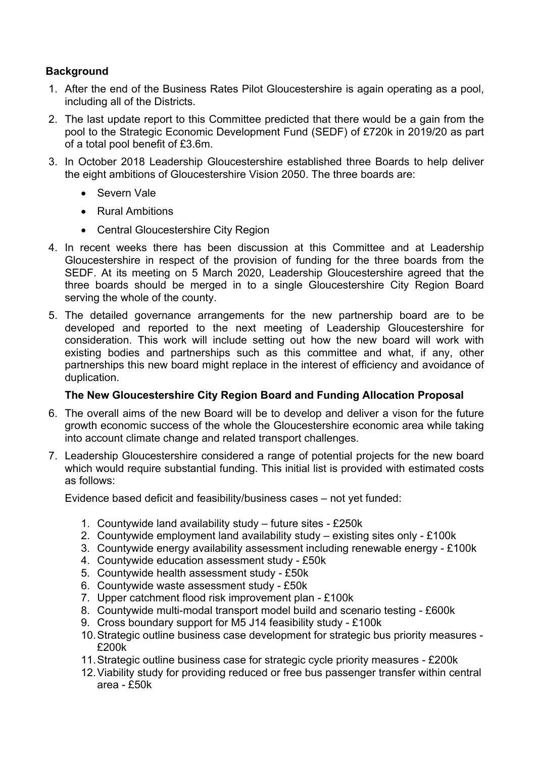**Background**

1. After the end of the Business Rates Pilot Gloucestershire is again operating as a pool, including all of the Districts.
2. The last update report to this Committee predicted that there would be a gain from the pool to the Strategic Economic Development Fund (SEDF) of £720k in 2019/20 as part of a total pool benefit of £3.6m.
3. In October 2018 Leadership Gloucestershire established three Boards to help deliver the eight ambitions of Gloucestershire Vision 2050. The three boards are:
   - Severn Vale
   - Rural Ambitions
   - Central Gloucestershire City Region
4. In recent weeks there has been discussion at this Committee and at Leadership Gloucestershire in respect of the provision of funding for the three boards from the SEDF. At its meeting on 5 March 2020, Leadership Gloucestershire agreed that the three boards should be merged in to a single Gloucestershire City Region Board serving the whole of the county.
5. The detailed governance arrangements for the new partnership board are to be developed and reported to the next meeting of Leadership Gloucestershire for consideration. This work will include setting out how the new board will work with existing bodies and partnerships such as this committee and what, if any, other partnerships this new board might replace in the interest of efficiency and avoidance of duplication.

**The New Gloucestershire City Region Board and Funding Allocation Proposal**

6. The overall aims of the new Board will be to develop and deliver a vison for the future growth economic success of the whole the Gloucestershire economic area while taking into account climate change and related transport challenges.
7. Leadership Gloucestershire considered a range of potential projects for the new board which would require substantial funding. This initial list is provided with estimated costs as follows:

   Evidence based deficit and feasibility/business cases – not yet funded:

   1. Countywide land availability study – future sites - £250k
   2. Countywide employment land availability study – existing sites only - £100k
   3. Countywide energy availability assessment including renewable energy - £100k
   4. Countywide education assessment study - £50k
   5. Countywide health assessment study - £50k
   6. Countywide waste assessment study - £50k
   7. Upper catchment flood risk improvement plan - £100k
   8. Countywide multi-modal transport model build and scenario testing - £600k
   9. Cross boundary support for M5 J14 feasibility study - £100k
   10. Strategic outline business case development for strategic bus priority measures - £200k
   11. Strategic outline business case for strategic cycle priority measures - £200k
   12. Viability study for providing reduced or free bus passenger transfer within central area - £50k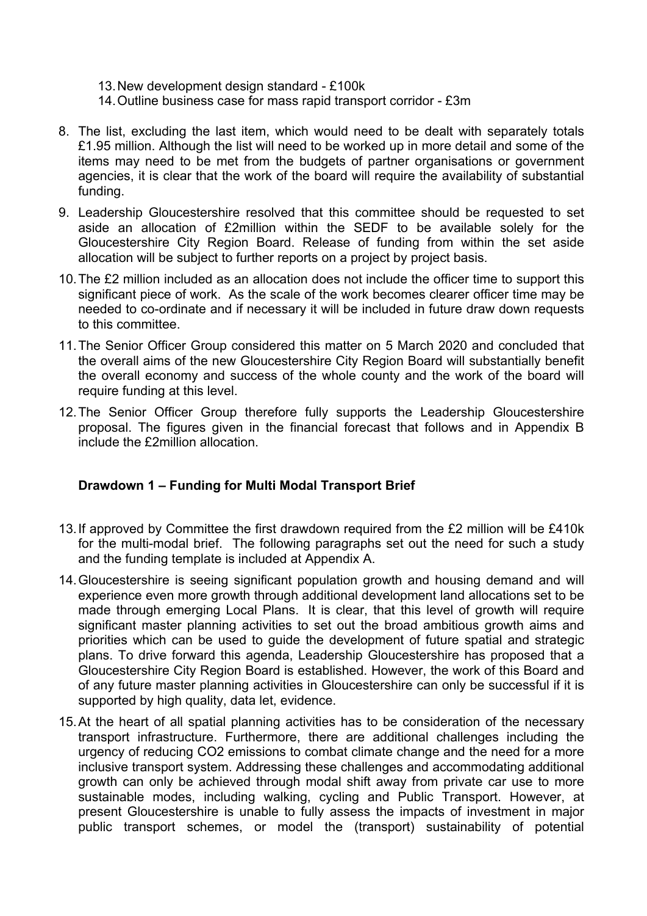13. New development design standard - £100k
14. Outline business case for mass rapid transport corridor - £3m

8. The list, excluding the last item, which would need to be dealt with separately totals £1.95 million. Although the list will need to be worked up in more detail and some of the items may need to be met from the budgets of partner organisations or government agencies, it is clear that the work of the board will require the availability of substantial funding.

9. Leadership Gloucestershire resolved that this committee should be requested to set aside an allocation of £2million within the SEDF to be available solely for the Gloucestershire City Region Board. Release of funding from within the set aside allocation will be subject to further reports on a project by project basis.

10. The £2 million included as an allocation does not include the officer time to support this significant piece of work. As the scale of the work becomes clearer officer time may be needed to co-ordinate and if necessary it will be included in future draw down requests to this committee.

11. The Senior Officer Group considered this matter on 5 March 2020 and concluded that the overall aims of the new Gloucestershire City Region Board will substantially benefit the overall economy and success of the whole county and the work of the board will require funding at this level.

12. The Senior Officer Group therefore fully supports the Leadership Gloucestershire proposal. The figures given in the financial forecast that follows and in Appendix B include the £2million allocation.

**Drawdown 1 – Funding for Multi Modal Transport Brief**

13. If approved by Committee the first drawdown required from the £2 million will be £410k for the multi-modal brief. The following paragraphs set out the need for such a study and the funding template is included at Appendix A.

14. Gloucestershire is seeing significant population growth and housing demand and will experience even more growth through additional development land allocations set to be made through emerging Local Plans. It is clear, that this level of growth will require significant master planning activities to set out the broad ambitious growth aims and priorities which can be used to guide the development of future spatial and strategic plans. To drive forward this agenda, Leadership Gloucestershire has proposed that a Gloucestershire City Region Board is established. However, the work of this Board and of any future master planning activities in Gloucestershire can only be successful if it is supported by high quality, data let, evidence.

15. At the heart of all spatial planning activities has to be consideration of the necessary transport infrastructure. Furthermore, there are additional challenges including the urgency of reducing $CO_2$ emissions to combat climate change and the need for a more inclusive transport system. Addressing these challenges and accommodating additional growth can only be achieved through modal shift away from private car use to more sustainable modes, including walking, cycling and Public Transport. However, at present Gloucestershire is unable to fully assess the impacts of investment in major public transport schemes, or model the (transport) sustainability of potential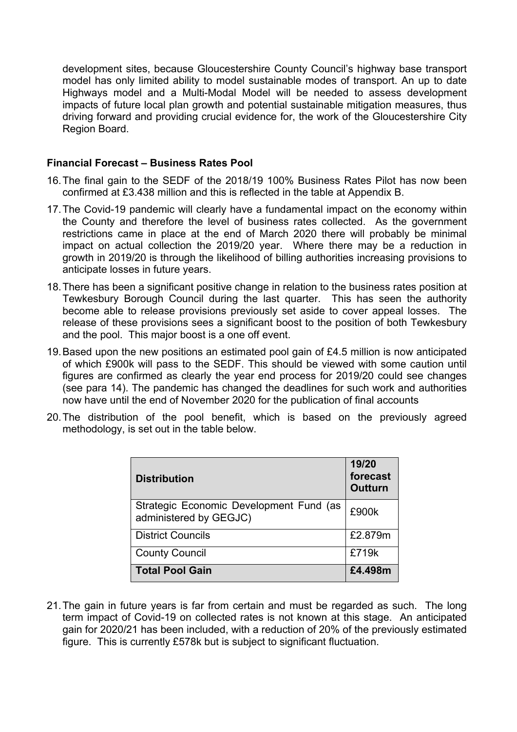development sites, because Gloucestershire County Council's highway base transport model has only limited ability to model sustainable modes of transport. An up to date Highways model and a Multi-Modal Model will be needed to assess development impacts of future local plan growth and potential sustainable mitigation measures, thus driving forward and providing crucial evidence for, the work of the Gloucestershire City Region Board.

**Financial Forecast – Business Rates Pool**

16. The final gain to the SEDF of the 2018/19 100% Business Rates Pilot has now been confirmed at £3.438 million and this is reflected in the table at Appendix B.

17. The Covid-19 pandemic will clearly have a fundamental impact on the economy within the County and therefore the level of business rates collected. As the government restrictions came in place at the end of March 2020 there will probably be minimal impact on actual collection the 2019/20 year. Where there may be a reduction in growth in 2019/20 is through the likelihood of billing authorities increasing provisions to anticipate losses in future years.

18. There has been a significant positive change in relation to the business rates position at Tewkesbury Borough Council during the last quarter. This has seen the authority become able to release provisions previously set aside to cover appeal losses. The release of these provisions sees a significant boost to the position of both Tewkesbury and the pool. This major boost is a one off event.

19. Based upon the new positions an estimated pool gain of £4.5 million is now anticipated of which £900k will pass to the SEDF. This should be viewed with some caution until figures are confirmed as clearly the year end process for 2019/20 could see changes (see para 14). The pandemic has changed the deadlines for such work and authorities now have until the end of November 2020 for the publication of final accounts

20. The distribution of the pool benefit, which is based on the previously agreed methodology, is set out in the table below.

| Distribution | 19/20 forecast Outturn |
|---|---|
| Strategic Economic Development Fund (as administered by GEGJC) | £900k |
| District Councils | £2.879m |
| County Council | £719k |
| **Total Pool Gain** | **£4.498m** |

21. The gain in future years is far from certain and must be regarded as such. The long term impact of Covid-19 on collected rates is not known at this stage. An anticipated gain for 2020/21 has been included, with a reduction of 20% of the previously estimated figure. This is currently £578k but is subject to significant fluctuation.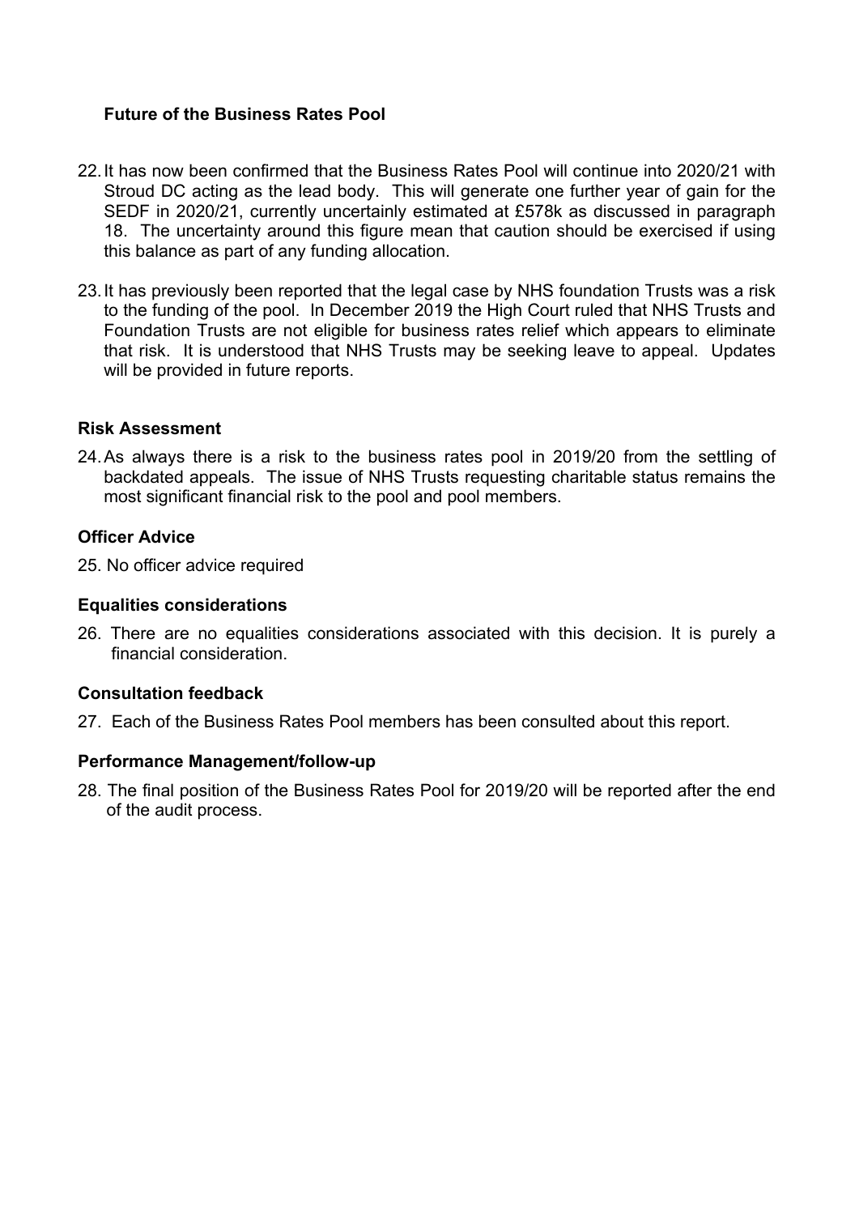### Future of the Business Rates Pool

22. It has now been confirmed that the Business Rates Pool will continue into 2020/21 with Stroud DC acting as the lead body. This will generate one further year of gain for the SEDF in 2020/21, currently uncertainly estimated at £578k as discussed in paragraph 18. The uncertainty around this figure mean that caution should be exercised if using this balance as part of any funding allocation.

23. It has previously been reported that the legal case by NHS foundation Trusts was a risk to the funding of the pool. In December 2019 the High Court ruled that NHS Trusts and Foundation Trusts are not eligible for business rates relief which appears to eliminate that risk. It is understood that NHS Trusts may be seeking leave to appeal. Updates will be provided in future reports.

### Risk Assessment

24. As always there is a risk to the business rates pool in 2019/20 from the settling of backdated appeals. The issue of NHS Trusts requesting charitable status remains the most significant financial risk to the pool and pool members.

### Officer Advice

25. No officer advice required

### Equalities considerations

26. There are no equalities considerations associated with this decision. It is purely a financial consideration.

### Consultation feedback

27. Each of the Business Rates Pool members has been consulted about this report.

### Performance Management/follow-up

28. The final position of the Business Rates Pool for 2019/20 will be reported after the end of the audit process.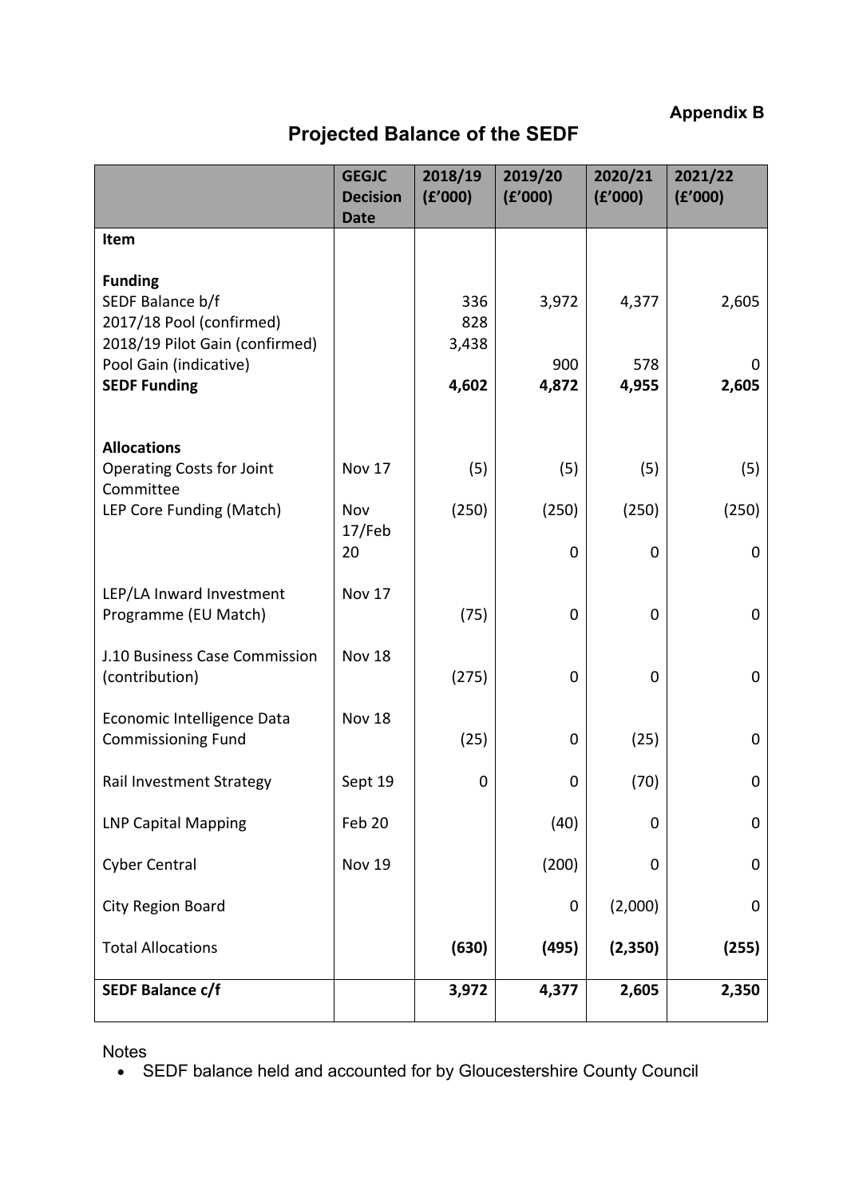**Appendix B**

# Projected Balance of the SEDF

| | GEGJC Decision Date | 2018/19 (£'000) | 2019/20 (£'000) | 2020/21 (£'000) | 2021/22 (£'000) |
|---|---|---|---|---|---|
| **Item** | | | | | |
| **Funding** | | | | | |
| SEDF Balance b/f | | 336 | 3,972 | 4,377 | 2,605 |
| 2017/18 Pool (confirmed) | | 828 | | | |
| 2018/19 Pilot Gain (confirmed) | | 3,438 | | | |
| Pool Gain (indicative) | | | 900 | 578 | 0 |
| **SEDF Funding** | | **4,602** | **4,872** | **4,955** | **2,605** |
| **Allocations** | | | | | |
| Operating Costs for Joint Committee | Nov 17 | (5) | (5) | (5) | (5) |
| LEP Core Funding (Match) | Nov 17/Feb 20 | (250) | (250)<br>0 | (250)<br>0 | (250)<br>0 |
| LEP/LA Inward Investment Programme (EU Match) | Nov 17 | (75) | 0 | 0 | 0 |
| J.10 Business Case Commission (contribution) | Nov 18 | (275) | 0 | 0 | 0 |
| Economic Intelligence Data Commissioning Fund | Nov 18 | (25) | 0 | (25) | 0 |
| Rail Investment Strategy | Sept 19 | 0 | 0 | (70) | 0 |
| LNP Capital Mapping | Feb 20 | | (40) | 0 | 0 |
| Cyber Central | Nov 19 | | (200) | 0 | 0 |
| City Region Board | | | 0 | (2,000) | 0 |
| Total Allocations | | **(630)** | **(495)** | **(2,350)** | **(255)** |
| **SEDF Balance c/f** | | **3,972** | **4,377** | **2,605** | **2,350** |

Notes

- SEDF balance held and accounted for by Gloucestershire County Council